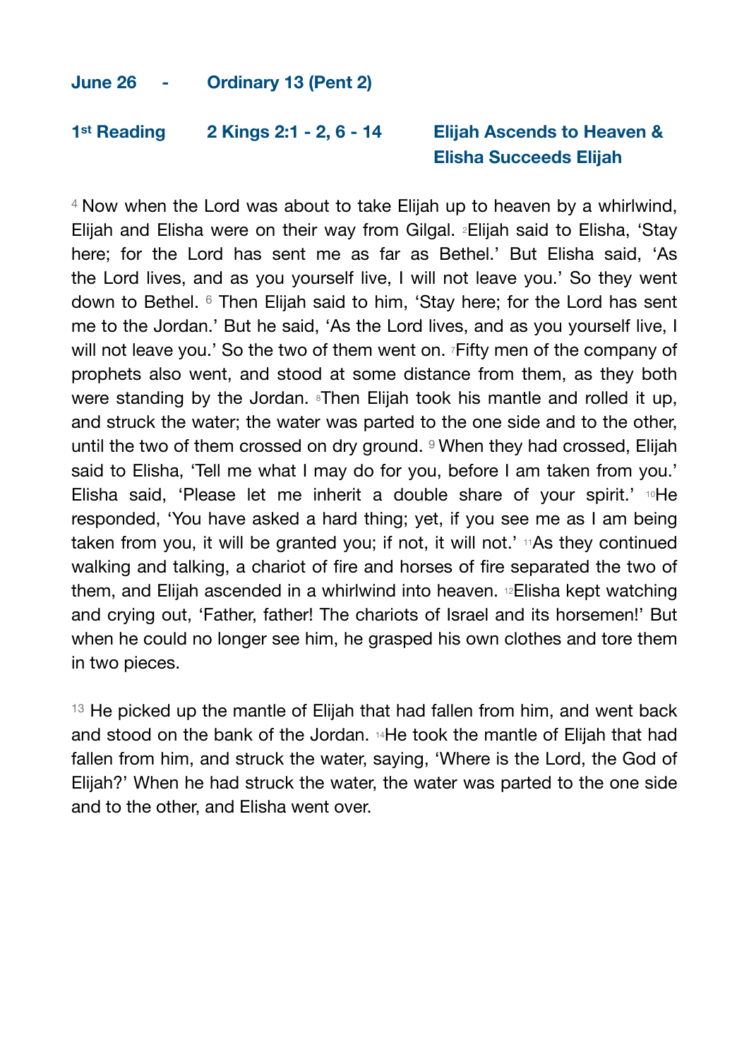**June 26 - Ordinary 13 (Pent 2)**

**1st Reading** **2 Kings 2:1 - 2, 6 - 14** **Elijah Ascends to Heaven & Elisha Succeeds Elijah**

[4] Now when the Lord was about to take Elijah up to heaven by a whirlwind, Elijah and Elisha were on their way from Gilgal. [2]Elijah said to Elisha, 'Stay here; for the Lord has sent me as far as Bethel.' But Elisha said, 'As the Lord lives, and as you yourself live, I will not leave you.' So they went down to Bethel. [6] Then Elijah said to him, 'Stay here; for the Lord has sent me to the Jordan.' But he said, 'As the Lord lives, and as you yourself live, I will not leave you.' So the two of them went on. [7]Fifty men of the company of prophets also went, and stood at some distance from them, as they both were standing by the Jordan. [8]Then Elijah took his mantle and rolled it up, and struck the water; the water was parted to the one side and to the other, until the two of them crossed on dry ground. [9] When they had crossed, Elijah said to Elisha, 'Tell me what I may do for you, before I am taken from you.' Elisha said, 'Please let me inherit a double share of your spirit.' [10]He responded, 'You have asked a hard thing; yet, if you see me as I am being taken from you, it will be granted you; if not, it will not.' [11]As they continued walking and talking, a chariot of fire and horses of fire separated the two of them, and Elijah ascended in a whirlwind into heaven. [12]Elisha kept watching and crying out, 'Father, father! The chariots of Israel and its horsemen!' But when he could no longer see him, he grasped his own clothes and tore them in two pieces.

[13] He picked up the mantle of Elijah that had fallen from him, and went back and stood on the bank of the Jordan. [14]He took the mantle of Elijah that had fallen from him, and struck the water, saying, 'Where is the Lord, the God of Elijah?' When he had struck the water, the water was parted to the one side and to the other, and Elisha went over.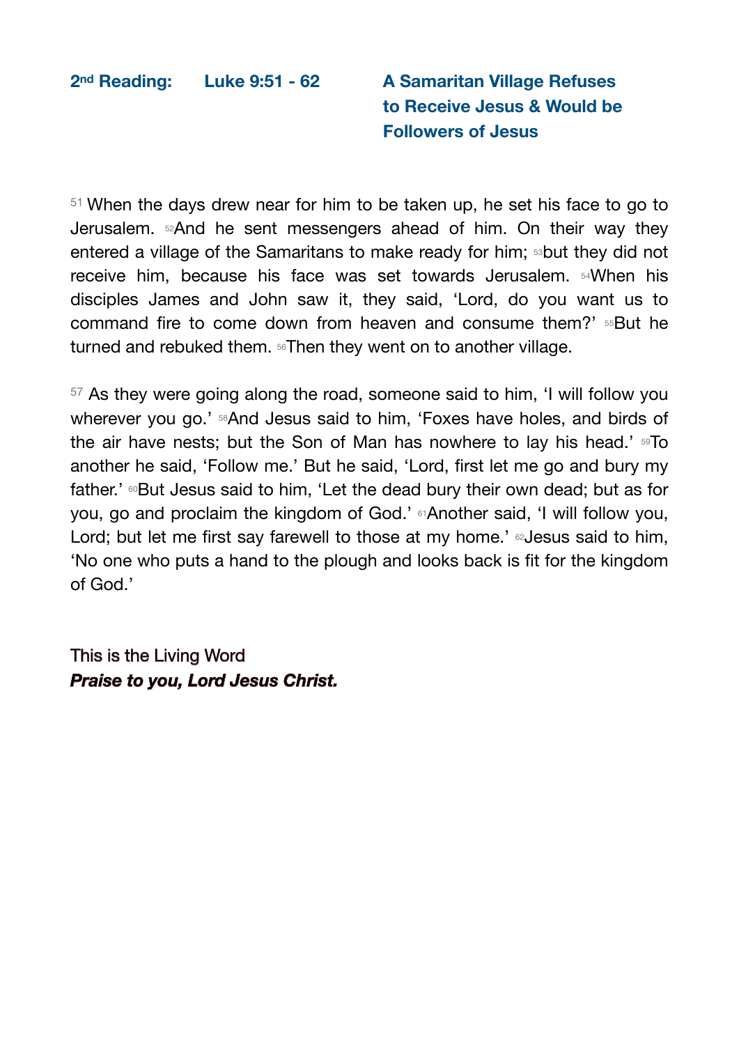## 2nd Reading: Luke 9:51 - 62

## A Samaritan Village Refuses to Receive Jesus & Would be Followers of Jesus

51 When the days drew near for him to be taken up, he set his face to go to Jerusalem. 52 And he sent messengers ahead of him. On their way they entered a village of the Samaritans to make ready for him; 53 but they did not receive him, because his face was set towards Jerusalem. 54 When his disciples James and John saw it, they said, 'Lord, do you want us to command fire to come down from heaven and consume them?' 55 But he turned and rebuked them. 56 Then they went on to another village.

57 As they were going along the road, someone said to him, 'I will follow you wherever you go.' 58 And Jesus said to him, 'Foxes have holes, and birds of the air have nests; but the Son of Man has nowhere to lay his head.' 59 To another he said, 'Follow me.' But he said, 'Lord, first let me go and bury my father.' 60 But Jesus said to him, 'Let the dead bury their own dead; but as for you, go and proclaim the kingdom of God.' 61 Another said, 'I will follow you, Lord; but let me first say farewell to those at my home.' 62 Jesus said to him, 'No one who puts a hand to the plough and looks back is fit for the kingdom of God.'

This is the Living Word
***Praise to you, Lord Jesus Christ.***